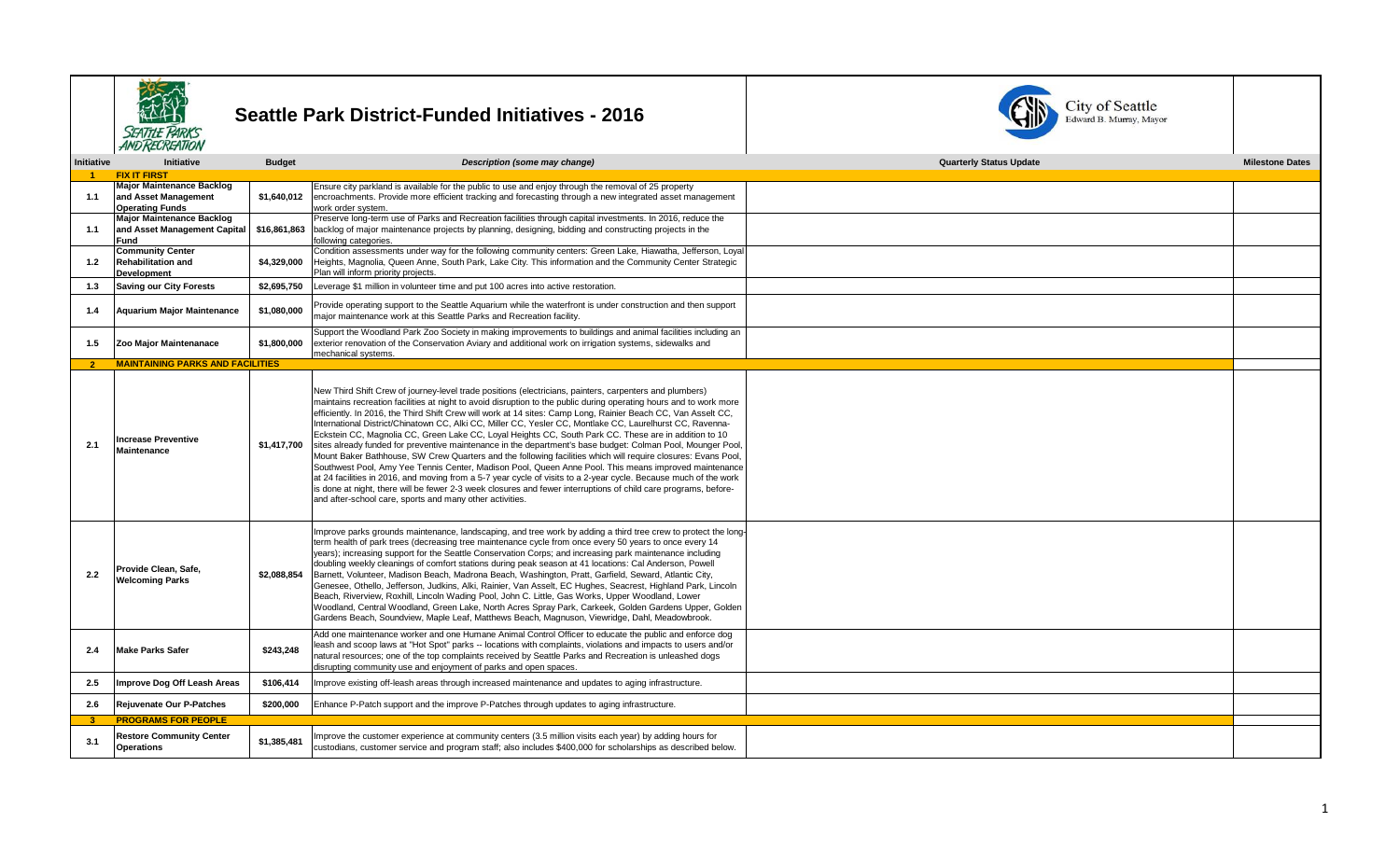# Seattle Park District-Funded Initiatives - 2016

City of Seattle
Edward B. Murray, Mayor

| Initiative | Initiative | Budget | Description (some may change) | Quarterly Status Update | Milestone Dates |
|---|---|---|---|---|---|
| **1** | **FIX IT FIRST** | | | | |
| **1.1** | **Major Maintenance Backlog and Asset Management Operating Funds** | **$1,640,012** | Ensure city parkland is available for the public to use and enjoy through the removal of 25 property encroachments. Provide more efficient tracking and forecasting through a new integrated asset management work order system. | | |
| **1.1** | **Major Maintenance Backlog and Asset Management Capital Fund** | **$16,861,863** | Preserve long-term use of Parks and Recreation facilities through capital investments. In 2016, reduce the backlog of major maintenance projects by planning, designing, bidding and constructing projects in the following categories. | | |
| **1.2** | **Community Center Rehabilitation and Development** | **$4,329,000** | Condition assessments under way for the following community centers: Green Lake, Hiawatha, Jefferson, Loyal Heights, Magnolia, Queen Anne, South Park, Lake City. This information and the Community Center Strategic Plan will inform priority projects. | | |
| **1.3** | **Saving our City Forests** | **$2,695,750** | Leverage $1 million in volunteer time and put 100 acres into active restoration. | | |
| **1.4** | **Aquarium Major Maintenance** | **$1,080,000** | Provide operating support to the Seattle Aquarium while the waterfront is under construction and then support major maintenance work at this Seattle Parks and Recreation facility. | | |
| **1.5** | **Zoo Major Maintenanace** | **$1,800,000** | Support the Woodland Park Zoo Society in making improvements to buildings and animal facilities including an exterior renovation of the Conservation Aviary and additional work on irrigation systems, sidewalks and mechanical systems. | | |
| **2** | **MAINTAINING PARKS AND FACILITIES** | | | | |
| **2.1** | **Increase Preventive Maintenance** | **$1,417,700** | New Third Shift Crew of journey-level trade positions (electricians, painters, carpenters and plumbers) maintains recreation facilities at night to avoid disruption to the public during operating hours and to work more efficiently. In 2016, the Third Shift Crew will work at 14 sites: Camp Long, Rainier Beach CC, Van Asselt CC, International District/Chinatown CC, Alki CC, Miller CC, Yesler CC, Montlake CC, Laurelhurst CC, Ravenna-Eckstein CC, Magnolia CC, Green Lake CC, Loyal Heights CC, South Park CC. These are in addition to 10 sites already funded for preventive maintenance in the department's base budget: Colman Pool, Mounger Pool, Mount Baker Bathhouse, SW Crew Quarters and the following facilities which will require closures: Evans Pool, Southwest Pool, Amy Yee Tennis Center, Madison Pool, Queen Anne Pool. This means improved maintenance at 24 facilities in 2016, and moving from a 5-7 year cycle of visits to a 2-year cycle. Because much of the work is done at night, there will be fewer 2-3 week closures and fewer interruptions of child care programs, before- and after-school care, sports and many other activities. | | |
| **2.2** | **Provide Clean, Safe, Welcoming Parks** | **$2,088,854** | Improve parks grounds maintenance, landscaping, and tree work by adding a third tree crew to protect the long-term health of park trees (decreasing tree maintenance cycle from once every 50 years to once every 14 years); increasing support for the Seattle Conservation Corps; and increasing park maintenance including doubling weekly cleanings of comfort stations during peak season at 41 locations: Cal Anderson, Powell Barnett, Volunteer, Madison Beach, Madrona Beach, Washington, Pratt, Garfield, Seward, Atlantic City, Genesee, Othello, Jefferson, Judkins, Alki, Rainier, Van Asselt, EC Hughes, Seacrest, Highland Park, Lincoln Beach, Riverview, Roxhill, Lincoln Wading Pool, John C. Little, Gas Works, Upper Woodland, Lower Woodland, Central Woodland, Green Lake, North Acres Spray Park, Carkeek, Golden Gardens Upper, Golden Gardens Beach, Soundview, Maple Leaf, Matthews Beach, Magnuson, Viewridge, Dahl, Meadowbrook. | | |
| **2.4** | **Make Parks Safer** | **$243,248** | Add one maintenance worker and one Humane Animal Control Officer to educate the public and enforce dog leash and scoop laws at "Hot Spot" parks -- locations with complaints, violations and impacts to users and/or natural resources; one of the top complaints received by Seattle Parks and Recreation is unleashed dogs disrupting community use and enjoyment of parks and open spaces. | | |
| **2.5** | **Improve Dog Off Leash Areas** | **$106,414** | Improve existing off-leash areas through increased maintenance and updates to aging infrastructure. | | |
| **2.6** | **Rejuvenate Our P-Patches** | **$200,000** | Enhance P-Patch support and the improve P-Patches through updates to aging infrastructure. | | |
| **3** | **PROGRAMS FOR PEOPLE** | | | | |
| **3.1** | **Restore Community Center Operations** | **$1,385,481** | Improve the customer experience at community centers (3.5 million visits each year) by adding hours for custodians, customer service and program staff; also includes $400,000 for scholarships as described below. | | |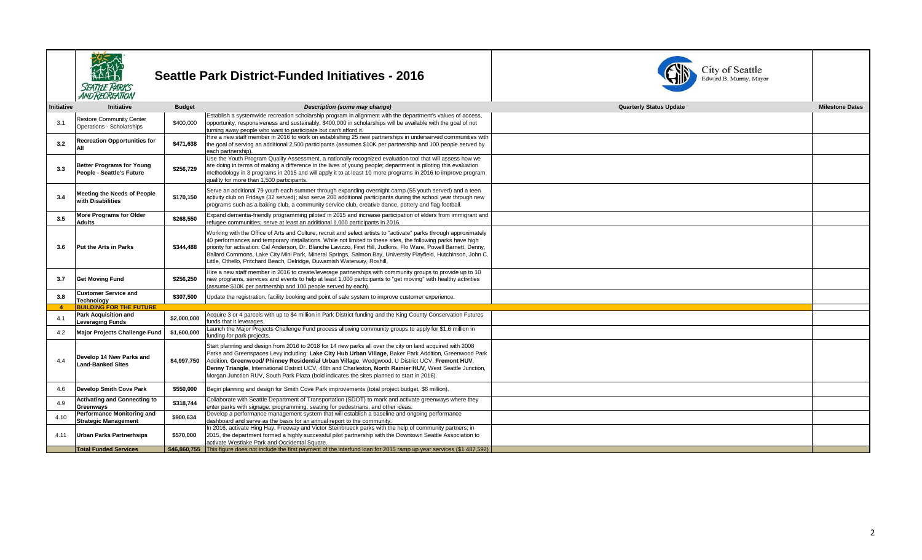# Seattle Park District-Funded Initiatives - 2016

City of Seattle
Edward B. Murray, Mayor

| Initiative | Initiative | Budget | *Description (some may change)* | Quarterly Status Update | Milestone Dates |
|---|---|---|---|---|---|
| 3.1 | Restore Community Center Operations - Scholarships | $400,000 | Establish a systemwide recreation scholarship program in alignment with the department's values of access, opportunity, responsiveness and sustainably; $400,000 in scholarships will be available with the goal of not turning away people who want to participate but can't afford it. | | |
| **3.2** | **Recreation Opportunities for All** | **$471,638** | Hire a new staff member in 2016 to work on establishing 25 new partnerships in underserved communities with the goal of serving an additional 2,500 participants (assumes $10K per partnership and 100 people served by each partnership). | | |
| **3.3** | **Better Programs for Young People - Seattle's Future** | **$256,729** | Use the Youth Program Quality Assessment, a nationally recognized evaluation tool that will assess how we are doing in terms of making a difference in the lives of young people; department is piloting this evaluation methodology in 3 programs in 2015 and will apply it to at least 10 more programs in 2016 to improve program quality for more than 1,500 participants. | | |
| **3.4** | **Meeting the Needs of People with Disabilities** | **$170,150** | Serve an additional 79 youth each summer through expanding overnight camp (55 youth served) and a teen activity club on Fridays (32 served); also serve 200 additional participants during the school year through new programs such as a baking club, a community service club, creative dance, pottery and flag football. | | |
| **3.5** | **More Programs for Older Adults** | **$268,550** | Expand dementia-friendly programming piloted in 2015 and increase participation of elders from immigrant and refugee communities; serve at least an additional 1,000 participants in 2016. | | |
| **3.6** | **Put the Arts in Parks** | **$344,488** | Working with the Office of Arts and Culture, recruit and select artists to "activate" parks through approximately 40 performances and temporary installations. While not limited to these sites, the following parks have high priority for activation: Cal Anderson, Dr. Blanche Lavizzo, First Hill, Judkins, Flo Ware, Powell Barnett, Denny, Ballard Commons, Lake City Mini Park, Mineral Springs, Salmon Bay, University Playfield, Hutchinson, John C. Little, Othello, Pritchard Beach, Delridge, Duwamish Waterway, Roxhill. | | |
| **3.7** | **Get Moving Fund** | **$256,250** | Hire a new staff member in 2016 to create/leverage partnerships with community groups to provide up to 10 new programs, services and events to help at least 1,000 participants to "get moving" with healthy activities (assume $10K per partnership and 100 people served by each). | | |
| **3.8** | **Customer Service and Technology** | **$307,500** | Update the registration, facility booking and point of sale system to improve customer experience. | | |
| **4** | **BUILDING FOR THE FUTURE** | | | | |
| 4.1 | **Park Acquisition and Leveraging Funds** | **$2,000,000** | Acquire 3 or 4 parcels with up to $4 million in Park District funding and the King County Conservation Futures funds that it leverages. | | |
| 4.2 | **Major Projects Challenge Fund** | **$1,600,000** | Launch the Major Projects Challenge Fund process allowing community groups to apply for $1.6 million in funding for park projects. | | |
| 4.4 | **Develop 14 New Parks and Land-Banked Sites** | **$4,997,750** | Start planning and design from 2016 to 2018 for 14 new parks all over the city on land acquired with 2008 Parks and Greenspaces Levy including: **Lake City Hub Urban Village**, Baker Park Addition, Greenwood Park Addition, **Greenwood/ Phinney Residential Urban Village**, Wedgwood, U District UCV, **Fremont HUV**, **Denny Triangle**, International District UCV, 48th and Charleston, **North Rainier HUV**, West Seattle Junction, Morgan Junction RUV, South Park Plaza (bold indicates the sites planned to start in 2016). | | |
| 4.6 | **Develop Smith Cove Park** | **$550,000** | Begin planning and design for Smith Cove Park improvements (total project budget, $6 million). | | |
| 4.9 | **Activating and Connecting to Greenways** | **$318,744** | Collaborate with Seattle Department of Transportation (SDOT) to mark and activate greenways where they enter parks with signage, programming, seating for pedestrians, and other ideas. | | |
| 4.10 | **Performance Monitoring and Strategic Management** | **$900,634** | Develop a performance management system that will establish a baseline and ongoing performance dashboard and serve as the basis for an annual report to the community. | | |
| 4.11 | **Urban Parks Partnerhsips** | **$570,000** | In 2016, activate Hing Hay, Freeway and Victor Steinbrueck parks with the help of community partners; in 2015, the department formed a highly successful pilot partnership with the Downtown Seattle Association to activate Westlake Park and Occidental Square. | | |
| | **Total Funded Services** | **$46,860,755** | This figure does not include the first payment of the interfund loan for 2015 ramp up year services ($1,487,592) | | |